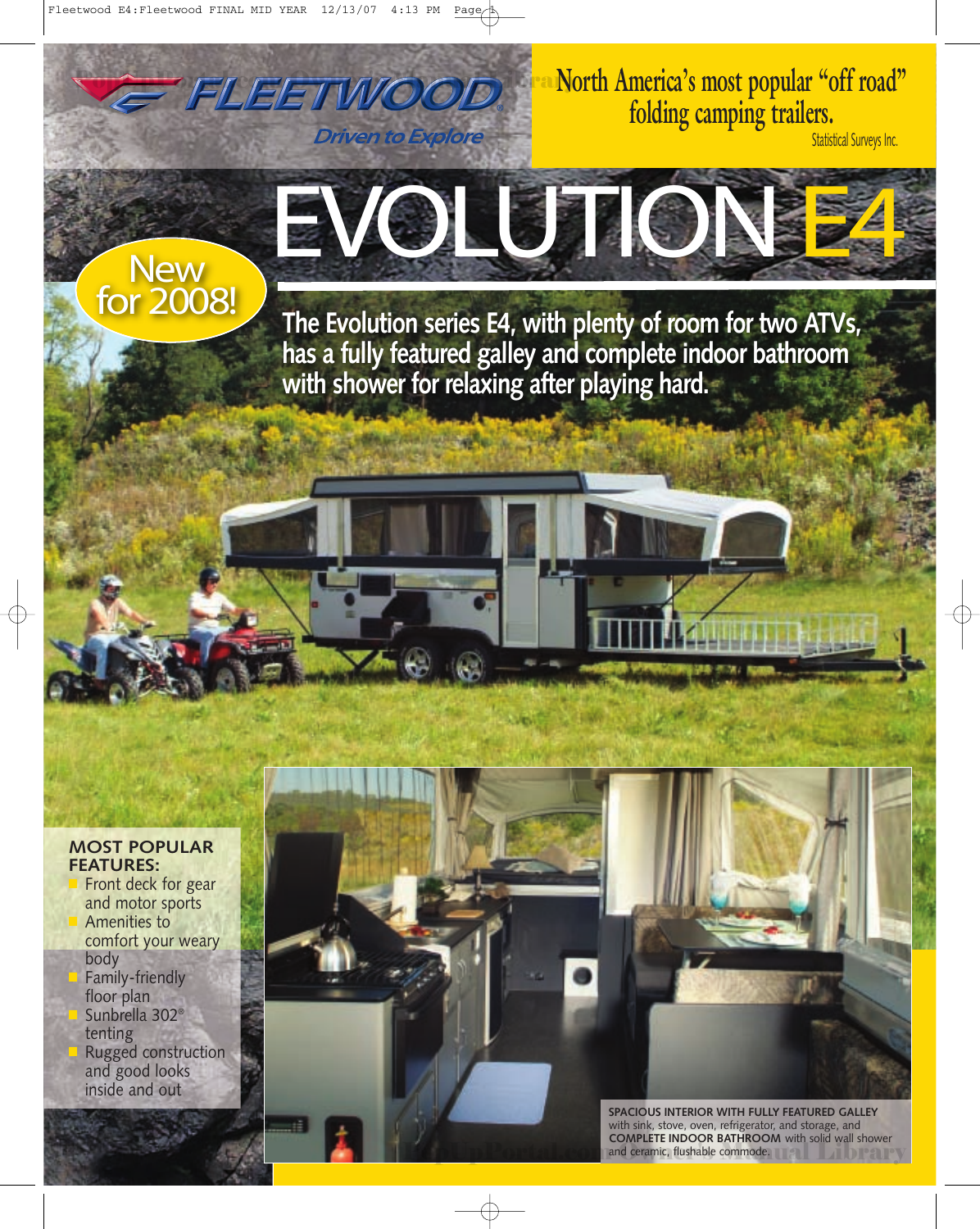FLEETWOOD®

*Driven to Explore*

North America's most popular "off road" folding camping trailers.

Statistical Surveys Inc.

# EVOLUTION E4

New for 2008!

**The Evolution series E4, with plenty of room for two ATVs, has a fully featured galley and complete indoor bathroom with shower for relaxing after playing hard.**

**MOST POPULAR FEATURES:**

- Front deck for gear and motor sports
- Amenities to comfort your weary body
- Family-friendly floor plan
- Sunbrella 302® tenting
- Rugged construction and good looks inside and out

**SPACIOUS INTERIOR WITH FULLY FEATURED GALLEY** with sink, stove, oven, refrigerator, and storage, and **COMPLETE INDOOR BATHROOM** with solid wall shower and ceramic, flushable commode.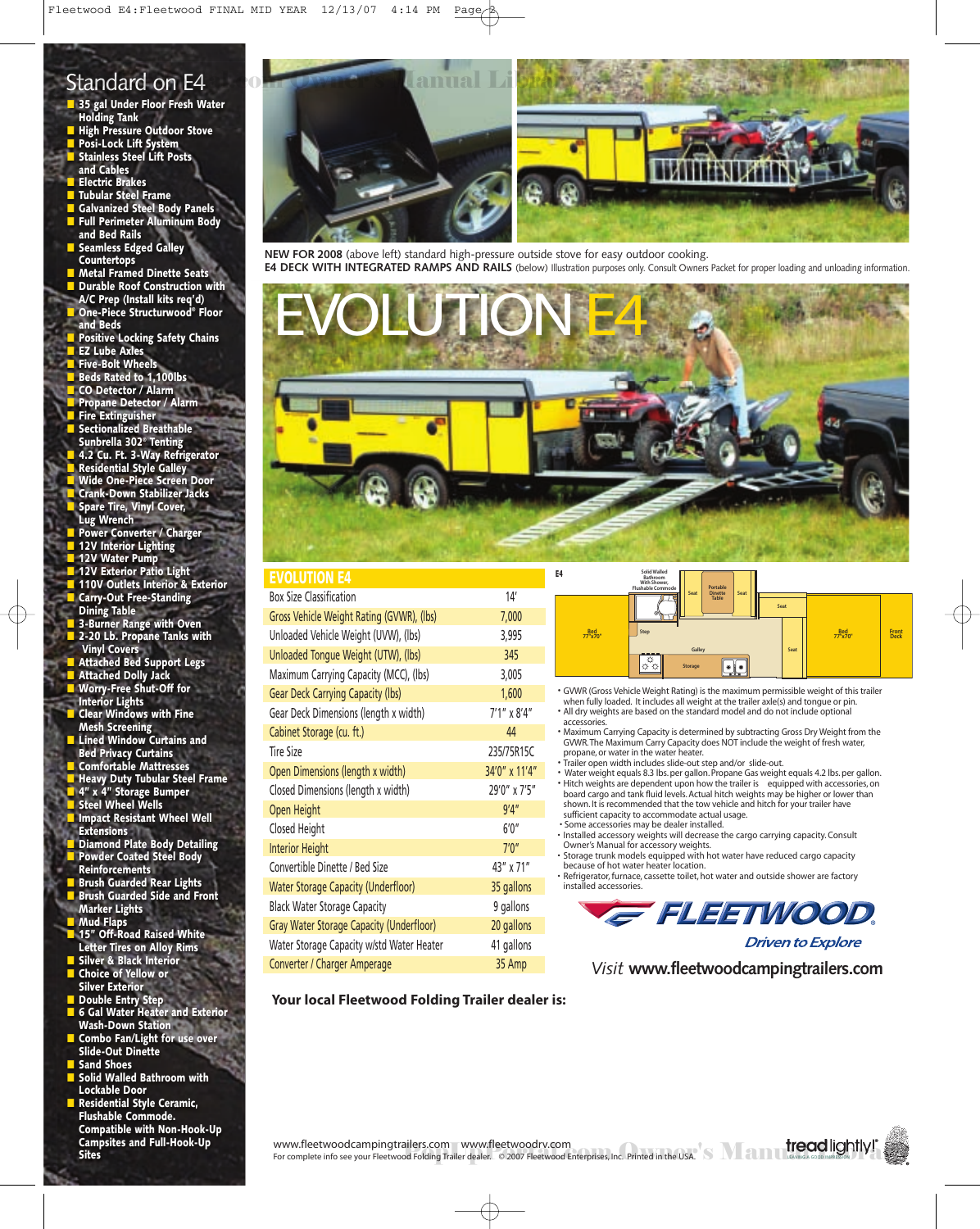## Standard on E4

- 35 gal Under Floor Fresh Water Holding Tank
- High Pressure Outdoor Stove
- Posi-Lock Lift System
- Stainless Steel Lift Posts and Cables
- Electric Brakes
- Tubular Steel Frame
- Galvanized Steel Body Panels
- Full Perimeter Aluminum Body and Bed Rails
- Seamless Edged Galley Countertops
- Metal Framed Dinette Seats
- Durable Roof Construction with A/C Prep (Install kits req'd)
- One-Piece Structurwood® Floor and Beds
- Positive Locking Safety Chains
- EZ Lube Axles
- Five-Bolt Wheels
- Beds Rated to 1,100lbs
- CO Detector / Alarm
- Propane Detector / Alarm
- Fire Extinguisher
- Sectionalized Breathable Sunbrella 302® Tenting
- 4.2 Cu. Ft. 3-Way Refrigerator
- Residential Style Galley
- Wide One-Piece Screen Door
- Crank-Down Stabilizer Jacks
- Spare Tire, Vinyl Cover, Lug Wrench
- Power Converter / Charger
- 12V Interior Lighting
- 12V Water Pump
- 12V Exterior Patio Light
- 110V Outlets Interior & Exterior
- Carry-Out Free-Standing Dining Table
- 3-Burner Range with Oven
- 2-20 Lb. Propane Tanks with Vinyl Covers
- Attached Bed Support Legs
- Attached Dolly Jack
- Worry-Free Shut-Off for Interior Lights
- Clear Windows with Fine Mesh Screening
- Lined Window Curtains and Bed Privacy Curtains
- Comfortable Mattresses
- Heavy Duty Tubular Steel Frame
- 4" x 4" Storage Bumper
- Steel Wheel Wells
- Impact Resistant Wheel Well Extensions
- Diamond Plate Body Detailing
- Powder Coated Steel Body Reinforcements
- Brush Guarded Rear Lights
- Brush Guarded Side and Front Marker Lights
- Mud Flaps
- 15" Off-Road Raised White Letter Tires on Alloy Rims
- Silver & Black Interior
- Choice of Yellow or Silver Exterior
- Double Entry Step
- 6 Gal Water Heater and Exterior Wash-Down Station
- Combo Fan/Light for use over Slide-Out Dinette
- Sand Shoes
- Solid Walled Bathroom with Lockable Door
- Residential Style Ceramic, Flushable Commode. Compatible with Non-Hook-Up Campsites and Full-Hook-Up Sites

**NEW FOR 2008** (above left) standard high-pressure outside stove for easy outdoor cooking.
**E4 DECK WITH INTEGRATED RAMPS AND RAILS** (below) Illustration purposes only. Consult Owners Packet for proper loading and unloading information.

# EVOLUTION E4

| EVOLUTION E4 | |
|---|---|
| Box Size Classification | 14' |
| Gross Vehicle Weight Rating (GVWR), (lbs) | 7,000 |
| Unloaded Vehicle Weight (UVW), (lbs) | 3,995 |
| Unloaded Tongue Weight (UTW), (lbs) | 345 |
| Maximum Carrying Capacity (MCC), (lbs) | 3,005 |
| Gear Deck Carrying Capacity (lbs) | 1,600 |
| Gear Deck Dimensions (length x width) | 7'1" x 8'4" |
| Cabinet Storage (cu. ft.) | 44 |
| Tire Size | 235/75R15C |
| Open Dimensions (length x width) | 34'0" x 11'4" |
| Closed Dimensions (length x width) | 29'0" x 7'5" |
| Open Height | 9'4" |
| Closed Height | 6'0" |
| Interior Height | 7'0" |
| Convertible Dinette / Bed Size | 43" x 71" |
| Water Storage Capacity (Underfloor) | 35 gallons |
| Black Water Storage Capacity | 9 gallons |
| Gray Water Storage Capacity (Underfloor) | 20 gallons |
| Water Storage Capacity w/std Water Heater | 41 gallons |
| Converter / Charger Amperage | 35 Amp |

E4

Solid Walled Bathroom With Shower, Flushable Commode
Portable Dinette Table
Seat
Seat
Seat
Seat
Bed 77"x70"
Bed 77"x70"
Step
Galley
Storage
Front Deck

- GVWR (Gross Vehicle Weight Rating) is the maximum permissible weight of this trailer when fully loaded. It includes all weight at the trailer axle(s) and tongue or pin.
- All dry weights are based on the standard model and do not include optional accessories.
- Maximum Carrying Capacity is determined by subtracting Gross Dry Weight from the GVWR. The Maximum Carry Capacity does NOT include the weight of fresh water, propane, or water in the water heater.
- Trailer open width includes slide-out step and/or slide-out.
- Water weight equals 8.3 lbs. per gallon. Propane Gas weight equals 4.2 lbs. per gallon.
- Hitch weights are dependent upon how the trailer is equipped with accessories, on board cargo and tank fluid levels. Actual hitch weights may be higher or lower than shown. It is recommended that the tow vehicle and hitch for your trailer have sufficient capacity to accommodate actual usage.
- Some accessories may be dealer installed.
- Installed accessory weights will decrease the cargo carrying capacity. Consult Owner's Manual for accessory weights.
- Storage trunk models equipped with hot water have reduced cargo capacity because of hot water heater location.
- Refrigerator, furnace, cassette toilet, hot water and outside shower are factory installed accessories.

FLEETWOOD®
Driven to Explore

Visit **www.fleetwoodcampingtrailers.com**

**Your local Fleetwood Folding Trailer dealer is:**

www.fleetwoodcampingtrailers.com www.fleetwoodrv.com
For complete info see your Fleetwood Folding Trailer dealer. © 2007 Fleetwood Enterprises, Inc. Printed in the USA.

tread lightly!®